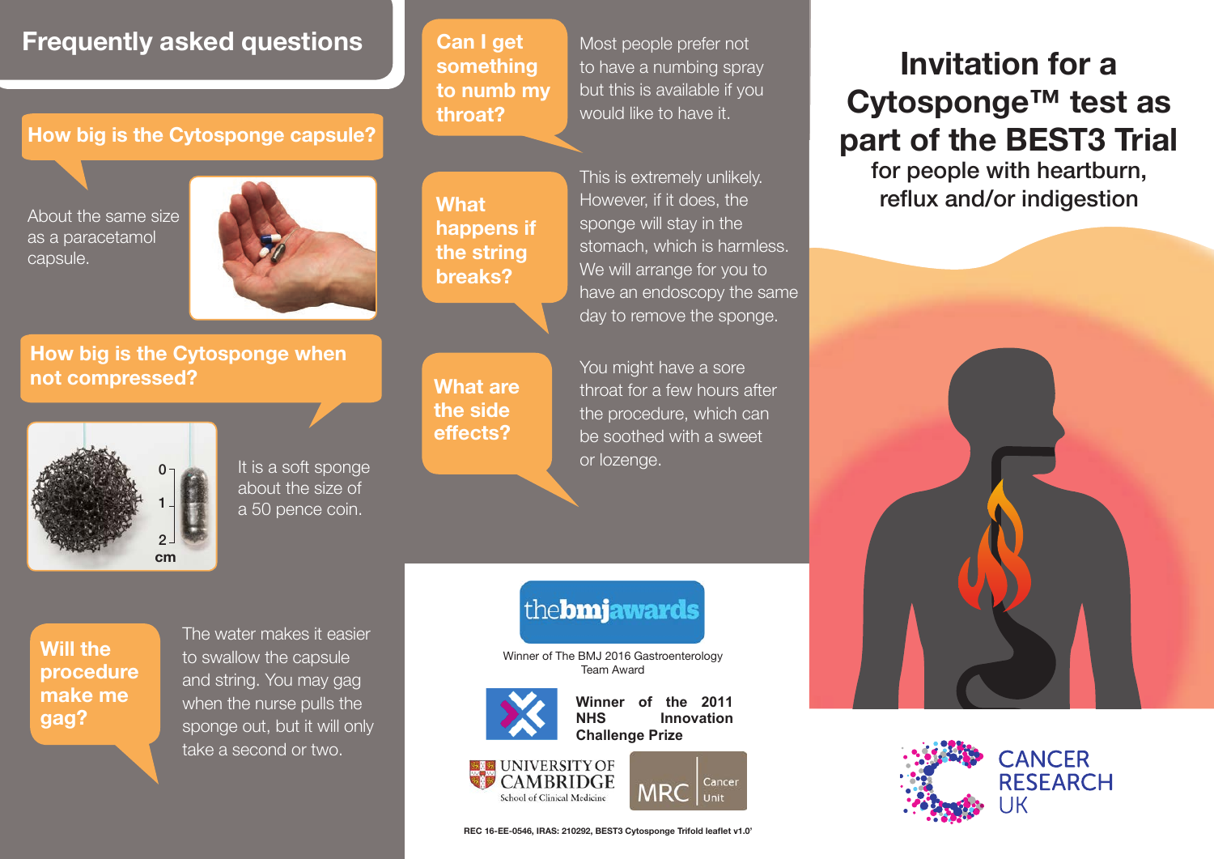## Frequently asked questions

### How big is the Cytosponge capsule?

About the same size as a paracetamol capsule.

### How big is the Cytosponge when not compressed?

It is a soft sponge about the size of a 50 pence coin.

### Will the procedure make me gag?

The water makes it easier to swallow the capsule and string. You may gag when the nurse pulls the sponge out, but it will only take a second or two.

### Can I get something to numb my throat?

Most people prefer not to have a numbing spray but this is available if you would like to have it.

### What happens if the string breaks?

This is extremely unlikely. However, if it does, the sponge will stay in the stomach, which is harmless. We will arrange for you to have an endoscopy the same day to remove the sponge.

### What are the side effects?

You might have a sore throat for a few hours after the procedure, which can be soothed with a sweet or lozenge.

thebmjawards

Winner of The BMJ 2016 Gastroenterology Team Award

**Winner of the 2011 NHS Innovation Challenge Prize**

UNIVERSITY OF CAMBRIDGE School of Clinical Medicine

MRC Cancer Unit

**REC 16-EE-0546, IRAS: 210292, BEST3 Cytosponge Trifold leaflet v1.0'**

# Invitation for a Cytosponge™ test as part of the BEST3 Trial

for people with heartburn, reflux and/or indigestion

CANCER RESEARCH UK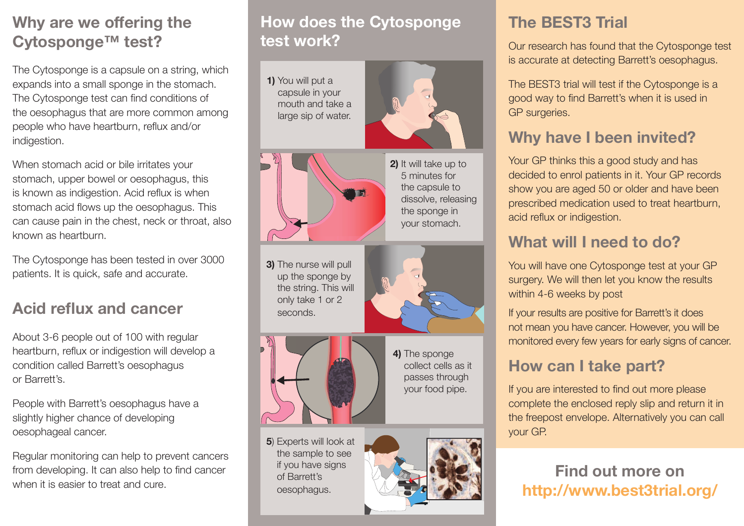## Why are we offering the Cytosponge™ test?

The Cytosponge is a capsule on a string, which expands into a small sponge in the stomach. The Cytosponge test can find conditions of the oesophagus that are more common among people who have heartburn, reflux and/or indigestion.

When stomach acid or bile irritates your stomach, upper bowel or oesophagus, this is known as indigestion. Acid reflux is when stomach acid flows up the oesophagus. This can cause pain in the chest, neck or throat, also known as heartburn.

The Cytosponge has been tested in over 3000 patients. It is quick, safe and accurate.

## Acid reflux and cancer

About 3-6 people out of 100 with regular heartburn, reflux or indigestion will develop a condition called Barrett's oesophagus or Barrett's.

People with Barrett's oesophagus have a slightly higher chance of developing oesophageal cancer.

Regular monitoring can help to prevent cancers from developing. It can also help to find cancer when it is easier to treat and cure.

## How does the Cytosponge test work?

**1)** You will put a capsule in your mouth and take a large sip of water.

**2)** It will take up to 5 minutes for the capsule to dissolve, releasing the sponge in your stomach.

**3)** The nurse will pull up the sponge by the string. This will only take 1 or 2 seconds.

**4)** The sponge collect cells as it passes through your food pipe.

**5**) Experts will look at the sample to see if you have signs of Barrett's oesophagus.

## The BEST3 Trial

Our research has found that the Cytosponge test is accurate at detecting Barrett's oesophagus.

The BEST3 trial will test if the Cytosponge is a good way to find Barrett's when it is used in GP surgeries.

## Why have I been invited?

Your GP thinks this a good study and has decided to enrol patients in it. Your GP records show you are aged 50 or older and have been prescribed medication used to treat heartburn, acid reflux or indigestion.

## What will I need to do?

You will have one Cytosponge test at your GP surgery. We will then let you know the results within 4-6 weeks by post

If your results are positive for Barrett's it does not mean you have cancer. However, you will be monitored every few years for early signs of cancer.

## How can I take part?

If you are interested to find out more please complete the enclosed reply slip and return it in the freepost envelope. Alternatively you can call your GP.

**Find out more on**
**http://www.best3trial.org/**